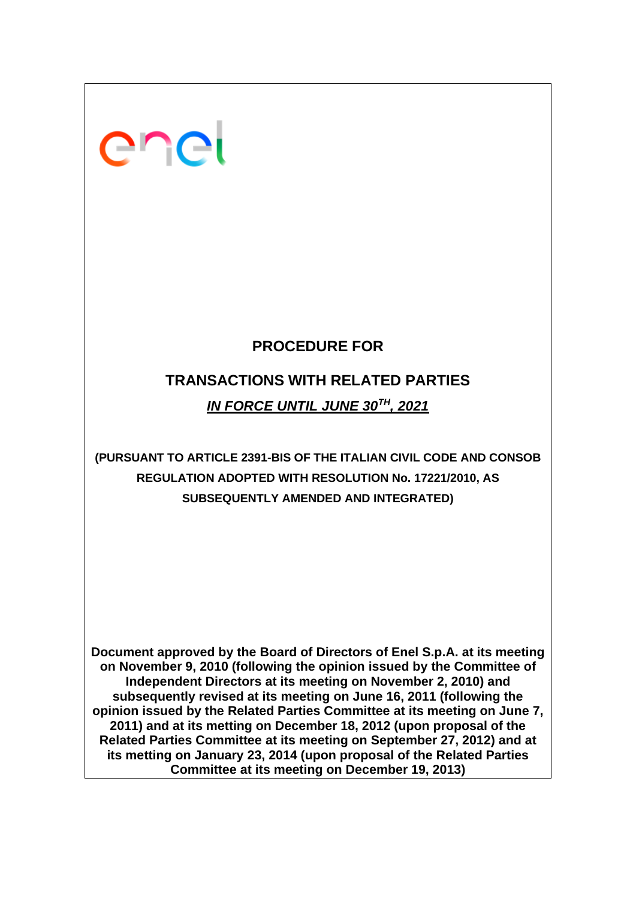enel

# PROCEDURE FOR

# TRANSACTIONS WITH RELATED PARTIES

***<u>IN FORCE UNTIL JUNE 30TH, 2021</u>***

**(PURSUANT TO ARTICLE 2391-BIS OF THE ITALIAN CIVIL CODE AND CONSOB REGULATION ADOPTED WITH RESOLUTION No. 17221/2010, AS SUBSEQUENTLY AMENDED AND INTEGRATED)**

**Document approved by the Board of Directors of Enel S.p.A. at its meeting on November 9, 2010 (following the opinion issued by the Committee of Independent Directors at its meeting on November 2, 2010) and subsequently revised at its meeting on June 16, 2011 (following the opinion issued by the Related Parties Committee at its meeting on June 7, 2011) and at its meeting on December 18, 2012 (upon proposal of the Related Parties Committee at its meeting on September 27, 2012) and at its metting on January 23, 2014 (upon proposal of the Related Parties Committee at its meeting on December 19, 2013)**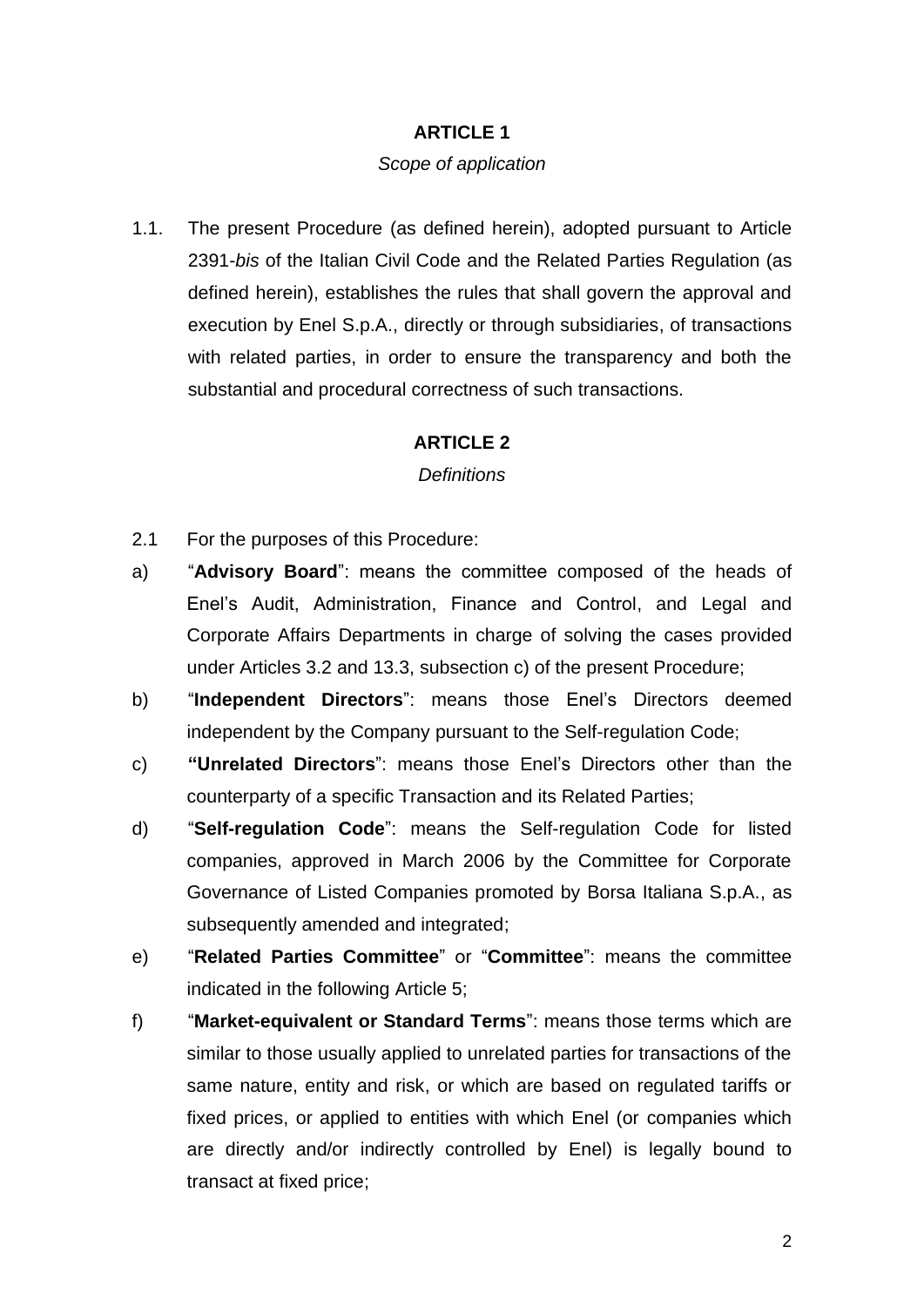## ARTICLE 1

*Scope of application*

1.1. The present Procedure (as defined herein), adopted pursuant to Article 2391-*bis* of the Italian Civil Code and the Related Parties Regulation (as defined herein), establishes the rules that shall govern the approval and execution by Enel S.p.A., directly or through subsidiaries, of transactions with related parties, in order to ensure the transparency and both the substantial and procedural correctness of such transactions.

## ARTICLE 2

*Definitions*

2.1 For the purposes of this Procedure:

a) "**Advisory Board**": means the committee composed of the heads of Enel's Audit, Administration, Finance and Control, and Legal and Corporate Affairs Departments in charge of solving the cases provided under Articles 3.2 and 13.3, subsection c) of the present Procedure;

b) "**Independent Directors**": means those Enel's Directors deemed independent by the Company pursuant to the Self-regulation Code;

c) **"Unrelated Directors**": means those Enel's Directors other than the counterparty of a specific Transaction and its Related Parties;

d) "**Self-regulation Code**": means the Self-regulation Code for listed companies, approved in March 2006 by the Committee for Corporate Governance of Listed Companies promoted by Borsa Italiana S.p.A., as subsequently amended and integrated;

e) "**Related Parties Committee**" or "**Committee**": means the committee indicated in the following Article 5;

f) "**Market-equivalent or Standard Terms**": means those terms which are similar to those usually applied to unrelated parties for transactions of the same nature, entity and risk, or which are based on regulated tariffs or fixed prices, or applied to entities with which Enel (or companies which are directly and/or indirectly controlled by Enel) is legally bound to transact at fixed price;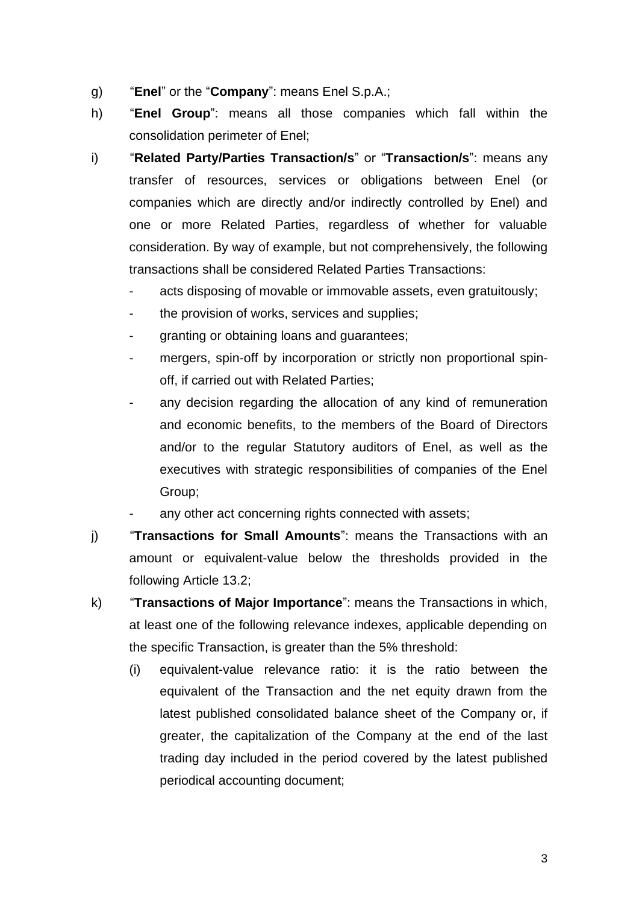g) "**Enel**" or the "**Company**": means Enel S.p.A.;

h) "**Enel Group**": means all those companies which fall within the consolidation perimeter of Enel;

i) "**Related Party/Parties Transaction/s**" or "**Transaction/s**": means any transfer of resources, services or obligations between Enel (or companies which are directly and/or indirectly controlled by Enel) and one or more Related Parties, regardless of whether for valuable consideration. By way of example, but not comprehensively, the following transactions shall be considered Related Parties Transactions:

   - acts disposing of movable or immovable assets, even gratuitously;
   - the provision of works, services and supplies;
   - granting or obtaining loans and guarantees;
   - mergers, spin-off by incorporation or strictly non proportional spin-off, if carried out with Related Parties;
   - any decision regarding the allocation of any kind of remuneration and economic benefits, to the members of the Board of Directors and/or to the regular Statutory auditors of Enel, as well as the executives with strategic responsibilities of companies of the Enel Group;
   - any other act concerning rights connected with assets;

j) "**Transactions for Small Amounts**": means the Transactions with an amount or equivalent-value below the thresholds provided in the following Article 13.2;

k) "**Transactions of Major Importance**": means the Transactions in which, at least one of the following relevance indexes, applicable depending on the specific Transaction, is greater than the 5% threshold:

   (i) equivalent-value relevance ratio: it is the ratio between the equivalent of the Transaction and the net equity drawn from the latest published consolidated balance sheet of the Company or, if greater, the capitalization of the Company at the end of the last trading day included in the period covered by the latest published periodical accounting document;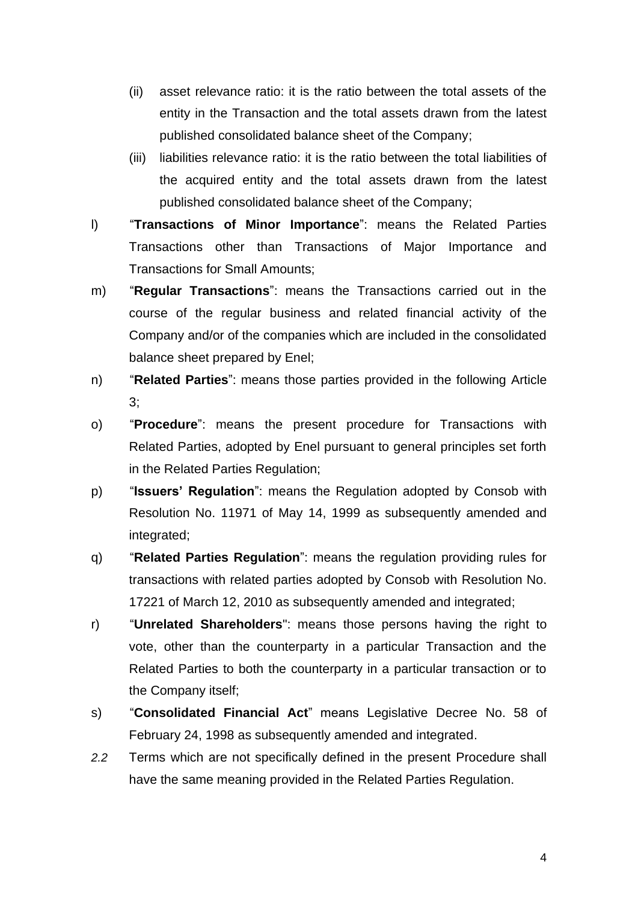(ii) asset relevance ratio: it is the ratio between the total assets of the entity in the Transaction and the total assets drawn from the latest published consolidated balance sheet of the Company;

(iii) liabilities relevance ratio: it is the ratio between the total liabilities of the acquired entity and the total assets drawn from the latest published consolidated balance sheet of the Company;

l) "**Transactions of Minor Importance**": means the Related Parties Transactions other than Transactions of Major Importance and Transactions for Small Amounts;

m) "**Regular Transactions**": means the Transactions carried out in the course of the regular business and related financial activity of the Company and/or of the companies which are included in the consolidated balance sheet prepared by Enel;

n) "**Related Parties**": means those parties provided in the following Article 3;

o) "**Procedure**": means the present procedure for Transactions with Related Parties, adopted by Enel pursuant to general principles set forth in the Related Parties Regulation;

p) "**Issuers' Regulation**": means the Regulation adopted by Consob with Resolution No. 11971 of May 14, 1999 as subsequently amended and integrated;

q) "**Related Parties Regulation**": means the regulation providing rules for transactions with related parties adopted by Consob with Resolution No. 17221 of March 12, 2010 as subsequently amended and integrated;

r) "**Unrelated Shareholders**": means those persons having the right to vote, other than the counterparty in a particular Transaction and the Related Parties to both the counterparty in a particular transaction or to the Company itself;

s) "**Consolidated Financial Act**" means Legislative Decree No. 58 of February 24, 1998 as subsequently amended and integrated.

*2.2* Terms which are not specifically defined in the present Procedure shall have the same meaning provided in the Related Parties Regulation.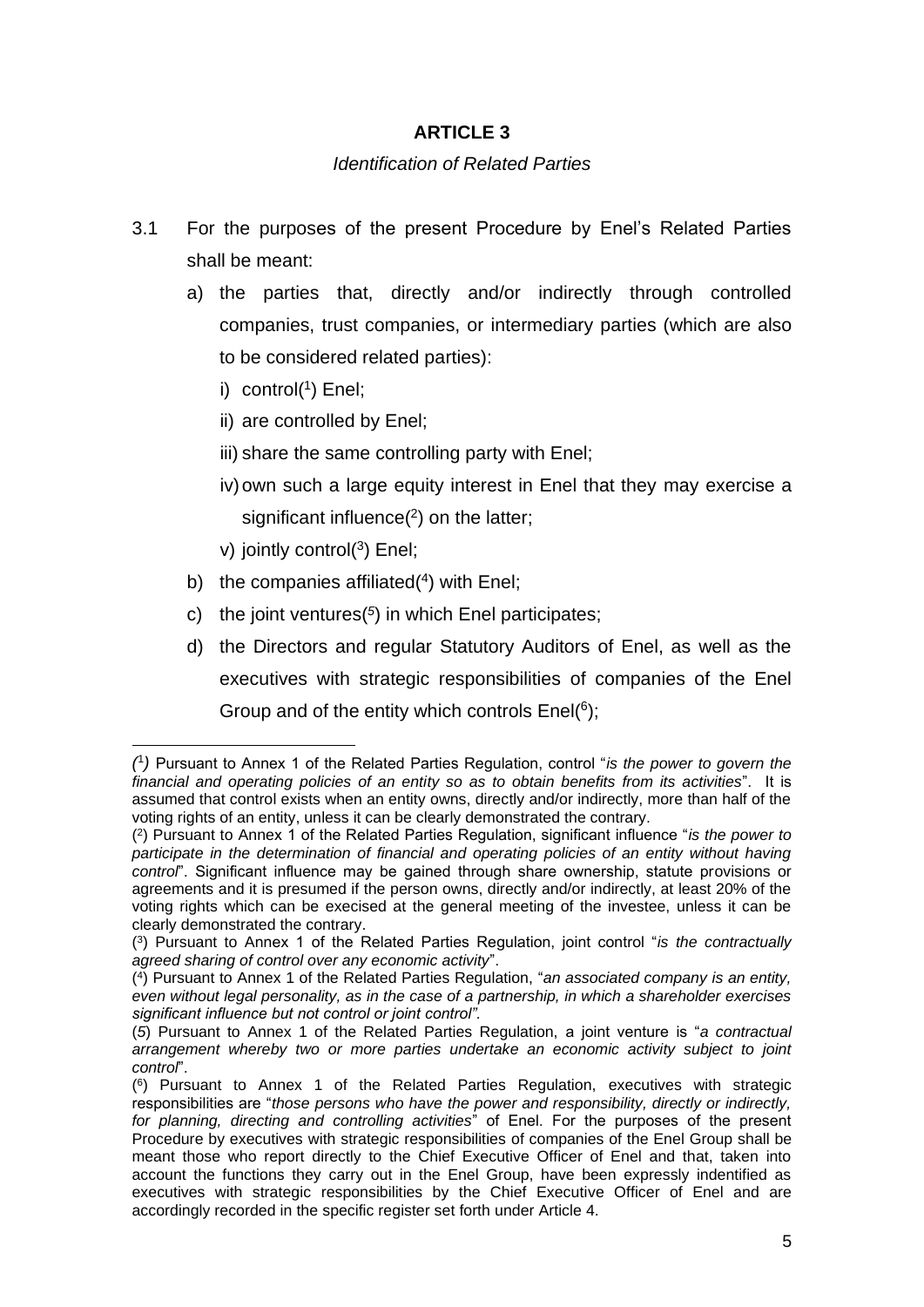## ARTICLE 3

*Identification of Related Parties*

3.1 For the purposes of the present Procedure by Enel's Related Parties shall be meant:

a) the parties that, directly and/or indirectly through controlled companies, trust companies, or intermediary parties (which are also to be considered related parties):

i) control[1] Enel;

ii) are controlled by Enel;

iii) share the same controlling party with Enel;

iv) own such a large equity interest in Enel that they may exercise a significant influence[2] on the latter;

v) jointly control[3] Enel;

b) the companies affiliated[4] with Enel;

c) the joint ventures[5] in which Enel participates;

d) the Directors and regular Statutory Auditors of Enel, as well as the executives with strategic responsibilities of companies of the Enel Group and of the entity which controls Enel[6];

---

[1] Pursuant to Annex 1 of the Related Parties Regulation, control "*is the power to govern the financial and operating policies of an entity so as to obtain benefits from its activities*". It is assumed that control exists when an entity owns, directly and/or indirectly, more than half of the voting rights of an entity, unless it can be clearly demonstrated the contrary.

[2] Pursuant to Annex 1 of the Related Parties Regulation, significant influence "*is the power to participate in the determination of financial and operating policies of an entity without having control*". Significant influence may be gained through share ownership, statute provisions or agreements and it is presumed if the person owns, directly and/or indirectly, at least 20% of the voting rights which can be execised at the general meeting of the investee, unless it can be clearly demonstrated the contrary.

[3] Pursuant to Annex 1 of the Related Parties Regulation, joint control "*is the contractually agreed sharing of control over any economic activity*".

[4] Pursuant to Annex 1 of the Related Parties Regulation, "*an associated company is an entity, even without legal personality, as in the case of a partnership, in which a shareholder exercises significant influence but not control or joint control".*

[5] Pursuant to Annex 1 of the Related Parties Regulation, a joint venture is "*a contractual arrangement whereby two or more parties undertake an economic activity subject to joint control*".

[6] Pursuant to Annex 1 of the Related Parties Regulation, executives with strategic responsibilities are "*those persons who have the power and responsibility, directly or indirectly, for planning, directing and controlling activities*" of Enel. For the purposes of the present Procedure by executives with strategic responsibilities of companies of the Enel Group shall be meant those who report directly to the Chief Executive Officer of Enel and that, taken into account the functions they carry out in the Enel Group, have been expressly indentified as executives with strategic responsibilities by the Chief Executive Officer of Enel and are accordingly recorded in the specific register set forth under Article 4.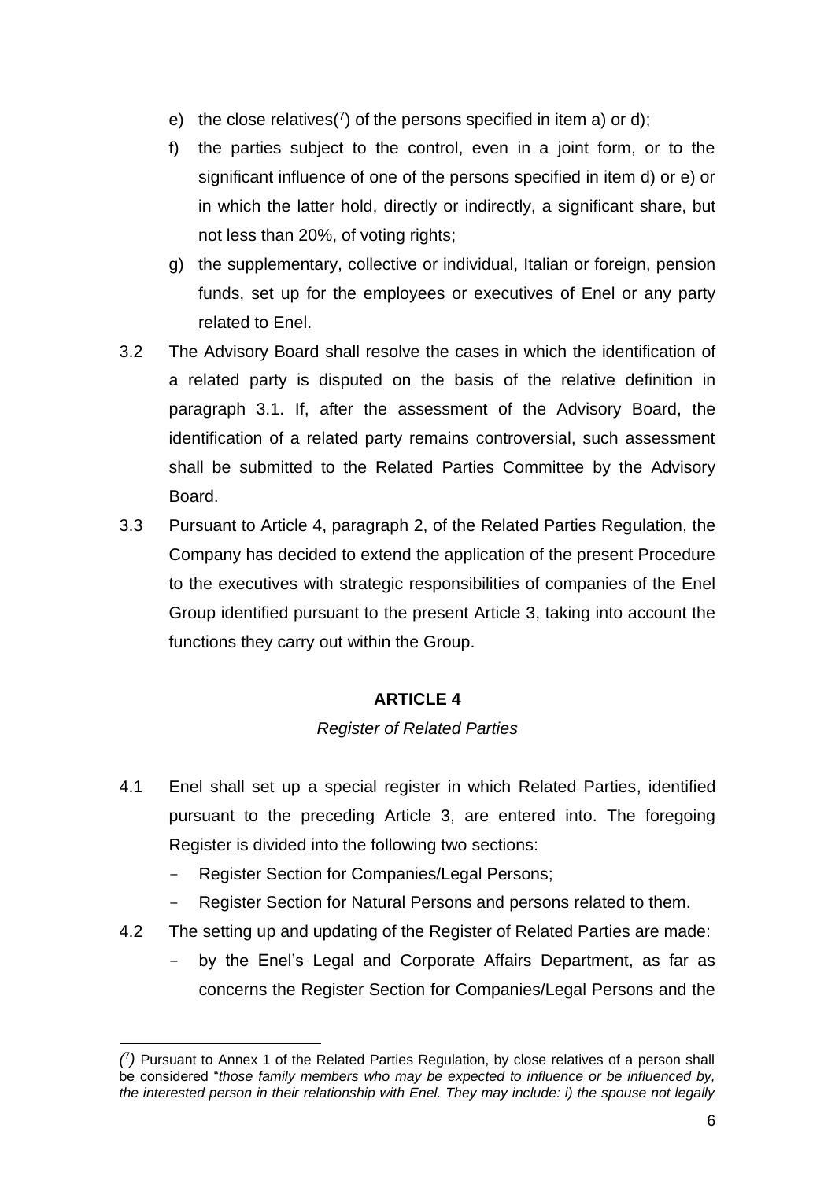e) the close relatives([7]) of the persons specified in item a) or d);

f) the parties subject to the control, even in a joint form, or to the significant influence of one of the persons specified in item d) or e) or in which the latter hold, directly or indirectly, a significant share, but not less than 20%, of voting rights;

g) the supplementary, collective or individual, Italian or foreign, pension funds, set up for the employees or executives of Enel or any party related to Enel.

3.2 The Advisory Board shall resolve the cases in which the identification of a related party is disputed on the basis of the relative definition in paragraph 3.1. If, after the assessment of the Advisory Board, the identification of a related party remains controversial, such assessment shall be submitted to the Related Parties Committee by the Advisory Board.

3.3 Pursuant to Article 4, paragraph 2, of the Related Parties Regulation, the Company has decided to extend the application of the present Procedure to the executives with strategic responsibilities of companies of the Enel Group identified pursuant to the present Article 3, taking into account the functions they carry out within the Group.

## ARTICLE 4

*Register of Related Parties*

4.1 Enel shall set up a special register in which Related Parties, identified pursuant to the preceding Article 3, are entered into. The foregoing Register is divided into the following two sections:

- Register Section for Companies/Legal Persons;
- Register Section for Natural Persons and persons related to them.

4.2 The setting up and updating of the Register of Related Parties are made:

- by the Enel's Legal and Corporate Affairs Department, as far as concerns the Register Section for Companies/Legal Persons and the

---

([7]) Pursuant to Annex 1 of the Related Parties Regulation, by close relatives of a person shall be considered "*those family members who may be expected to influence or be influenced by, the interested person in their relationship with Enel. They may include: i) the spouse not legally*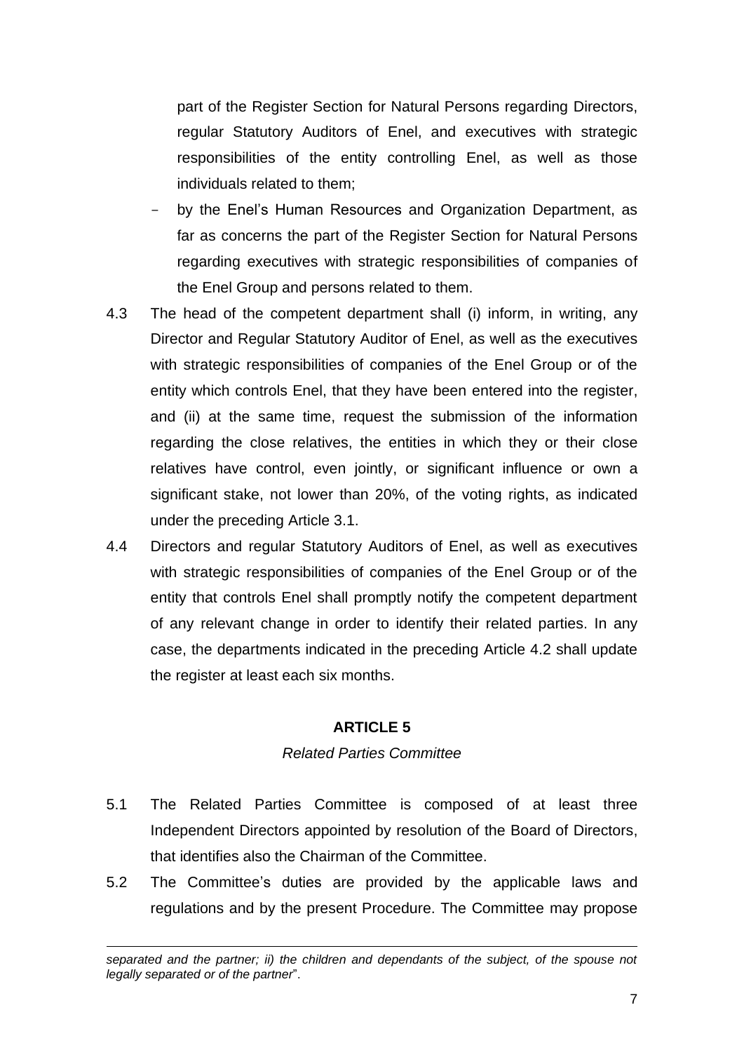part of the Register Section for Natural Persons regarding Directors, regular Statutory Auditors of Enel, and executives with strategic responsibilities of the entity controlling Enel, as well as those individuals related to them;

- by the Enel's Human Resources and Organization Department, as far as concerns the part of the Register Section for Natural Persons regarding executives with strategic responsibilities of companies of the Enel Group and persons related to them.

4.3 The head of the competent department shall (i) inform, in writing, any Director and Regular Statutory Auditor of Enel, as well as the executives with strategic responsibilities of companies of the Enel Group or of the entity which controls Enel, that they have been entered into the register, and (ii) at the same time, request the submission of the information regarding the close relatives, the entities in which they or their close relatives have control, even jointly, or significant influence or own a significant stake, not lower than 20%, of the voting rights, as indicated under the preceding Article 3.1.

4.4 Directors and regular Statutory Auditors of Enel, as well as executives with strategic responsibilities of companies of the Enel Group or of the entity that controls Enel shall promptly notify the competent department of any relevant change in order to identify their related parties. In any case, the departments indicated in the preceding Article 4.2 shall update the register at least each six months.

## ARTICLE 5

*Related Parties Committee*

5.1 The Related Parties Committee is composed of at least three Independent Directors appointed by resolution of the Board of Directors, that identifies also the Chairman of the Committee.

5.2 The Committee's duties are provided by the applicable laws and regulations and by the present Procedure. The Committee may propose

---

*separated and the partner; ii) the children and dependants of the subject, of the spouse not legally separated or of the partner*".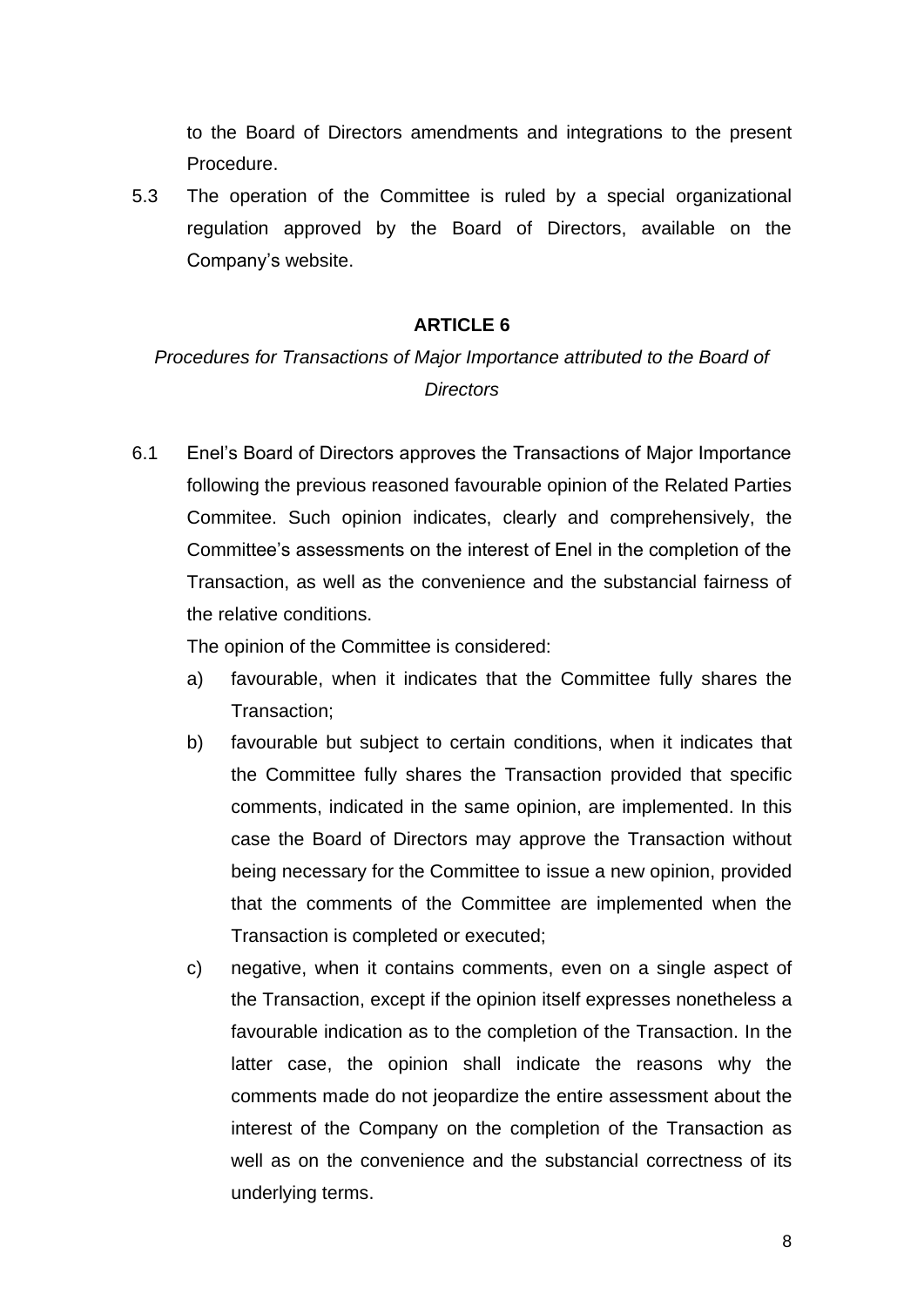to the Board of Directors amendments and integrations to the present Procedure.

5.3 The operation of the Committee is ruled by a special organizational regulation approved by the Board of Directors, available on the Company's website.

## ARTICLE 6

*Procedures for Transactions of Major Importance attributed to the Board of Directors*

6.1 Enel's Board of Directors approves the Transactions of Major Importance following the previous reasoned favourable opinion of the Related Parties Commitee. Such opinion indicates, clearly and comprehensively, the Committee's assessments on the interest of Enel in the completion of the Transaction, as well as the convenience and the substancial fairness of the relative conditions.

The opinion of the Committee is considered:

a) favourable, when it indicates that the Committee fully shares the Transaction;

b) favourable but subject to certain conditions, when it indicates that the Committee fully shares the Transaction provided that specific comments, indicated in the same opinion, are implemented. In this case the Board of Directors may approve the Transaction without being necessary for the Committee to issue a new opinion, provided that the comments of the Committee are implemented when the Transaction is completed or executed;

c) negative, when it contains comments, even on a single aspect of the Transaction, except if the opinion itself expresses nonetheless a favourable indication as to the completion of the Transaction. In the latter case, the opinion shall indicate the reasons why the comments made do not jeopardize the entire assessment about the interest of the Company on the completion of the Transaction as well as on the convenience and the substancial correctness of its underlying terms.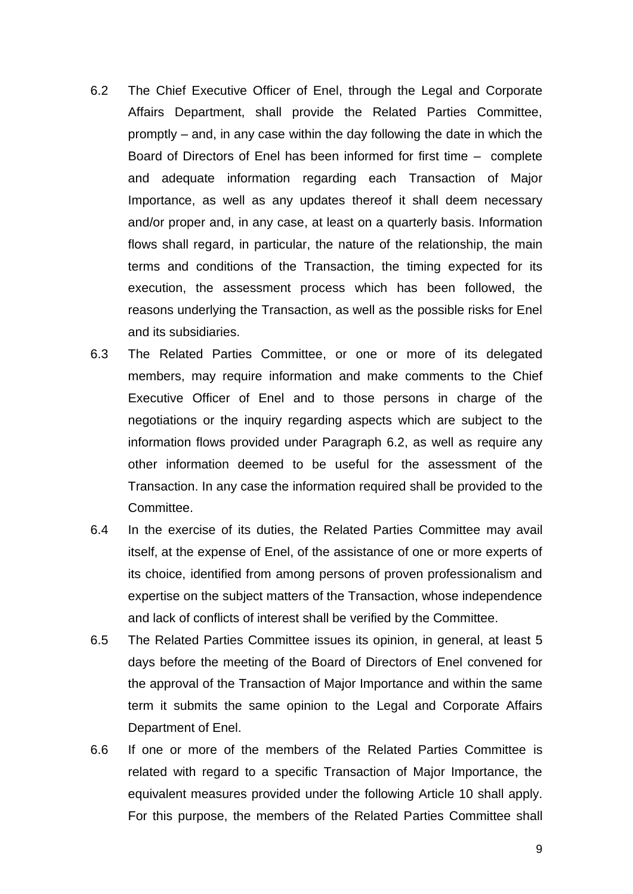6.2 The Chief Executive Officer of Enel, through the Legal and Corporate Affairs Department, shall provide the Related Parties Committee, promptly – and, in any case within the day following the date in which the Board of Directors of Enel has been informed for first time – complete and adequate information regarding each Transaction of Major Importance, as well as any updates thereof it shall deem necessary and/or proper and, in any case, at least on a quarterly basis. Information flows shall regard, in particular, the nature of the relationship, the main terms and conditions of the Transaction, the timing expected for its execution, the assessment process which has been followed, the reasons underlying the Transaction, as well as the possible risks for Enel and its subsidiaries.

6.3 The Related Parties Committee, or one or more of its delegated members, may require information and make comments to the Chief Executive Officer of Enel and to those persons in charge of the negotiations or the inquiry regarding aspects which are subject to the information flows provided under Paragraph 6.2, as well as require any other information deemed to be useful for the assessment of the Transaction. In any case the information required shall be provided to the Committee.

6.4 In the exercise of its duties, the Related Parties Committee may avail itself, at the expense of Enel, of the assistance of one or more experts of its choice, identified from among persons of proven professionalism and expertise on the subject matters of the Transaction, whose independence and lack of conflicts of interest shall be verified by the Committee.

6.5 The Related Parties Committee issues its opinion, in general, at least 5 days before the meeting of the Board of Directors of Enel convened for the approval of the Transaction of Major Importance and within the same term it submits the same opinion to the Legal and Corporate Affairs Department of Enel.

6.6 If one or more of the members of the Related Parties Committee is related with regard to a specific Transaction of Major Importance, the equivalent measures provided under the following Article 10 shall apply. For this purpose, the members of the Related Parties Committee shall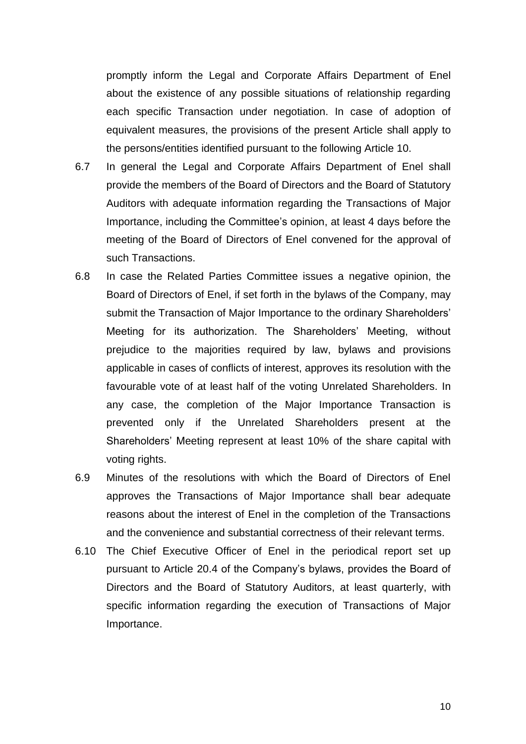promptly inform the Legal and Corporate Affairs Department of Enel about the existence of any possible situations of relationship regarding each specific Transaction under negotiation. In case of adoption of equivalent measures, the provisions of the present Article shall apply to the persons/entities identified pursuant to the following Article 10.

6.7 In general the Legal and Corporate Affairs Department of Enel shall provide the members of the Board of Directors and the Board of Statutory Auditors with adequate information regarding the Transactions of Major Importance, including the Committee's opinion, at least 4 days before the meeting of the Board of Directors of Enel convened for the approval of such Transactions.

6.8 In case the Related Parties Committee issues a negative opinion, the Board of Directors of Enel, if set forth in the bylaws of the Company, may submit the Transaction of Major Importance to the ordinary Shareholders' Meeting for its authorization. The Shareholders' Meeting, without prejudice to the majorities required by law, bylaws and provisions applicable in cases of conflicts of interest, approves its resolution with the favourable vote of at least half of the voting Unrelated Shareholders. In any case, the completion of the Major Importance Transaction is prevented only if the Unrelated Shareholders present at the Shareholders' Meeting represent at least 10% of the share capital with voting rights.

6.9 Minutes of the resolutions with which the Board of Directors of Enel approves the Transactions of Major Importance shall bear adequate reasons about the interest of Enel in the completion of the Transactions and the convenience and substantial correctness of their relevant terms.

6.10 The Chief Executive Officer of Enel in the periodical report set up pursuant to Article 20.4 of the Company's bylaws, provides the Board of Directors and the Board of Statutory Auditors, at least quarterly, with specific information regarding the execution of Transactions of Major Importance.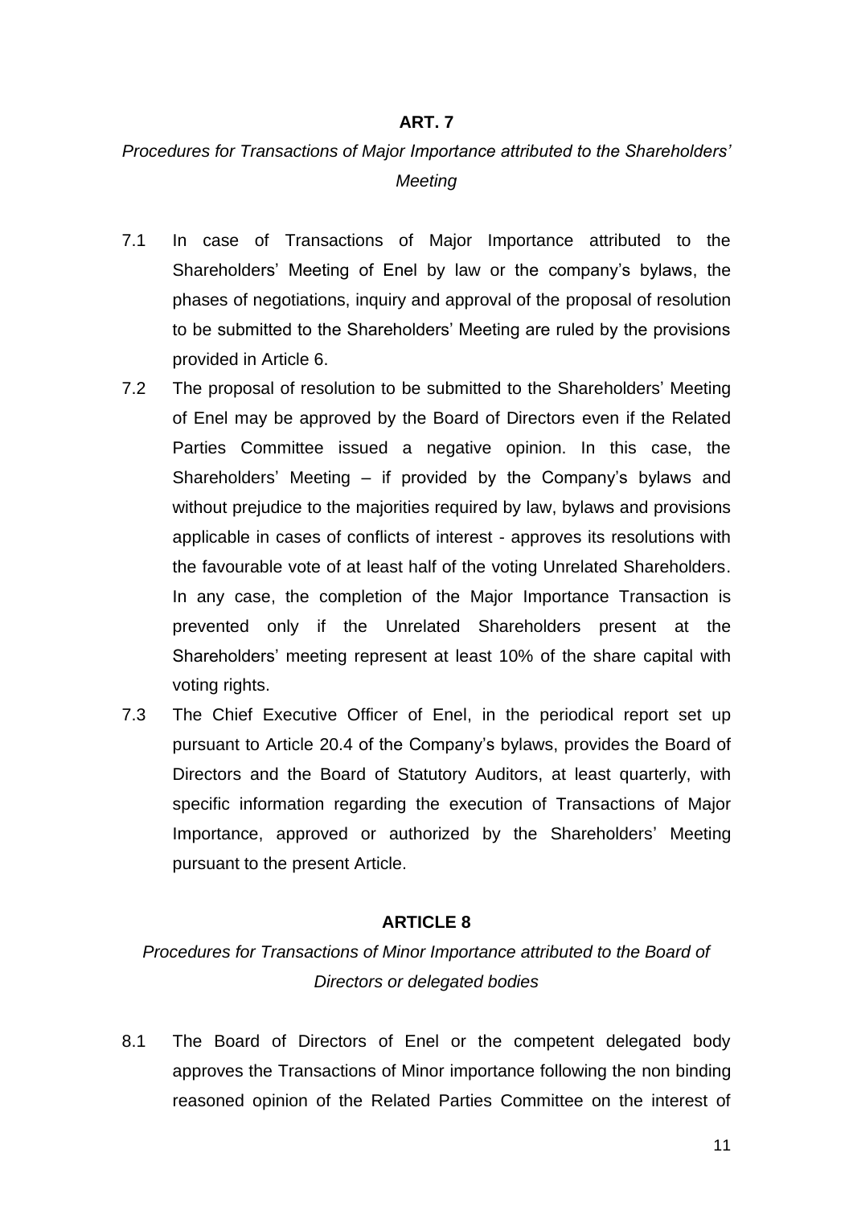## ART. 7

*Procedures for Transactions of Major Importance attributed to the Shareholders' Meeting*

7.1 In case of Transactions of Major Importance attributed to the Shareholders' Meeting of Enel by law or the company's bylaws, the phases of negotiations, inquiry and approval of the proposal of resolution to be submitted to the Shareholders' Meeting are ruled by the provisions provided in Article 6.

7.2 The proposal of resolution to be submitted to the Shareholders' Meeting of Enel may be approved by the Board of Directors even if the Related Parties Committee issued a negative opinion. In this case, the Shareholders' Meeting – if provided by the Company's bylaws and without prejudice to the majorities required by law, bylaws and provisions applicable in cases of conflicts of interest - approves its resolutions with the favourable vote of at least half of the voting Unrelated Shareholders. In any case, the completion of the Major Importance Transaction is prevented only if the Unrelated Shareholders present at the Shareholders' meeting represent at least 10% of the share capital with voting rights.

7.3 The Chief Executive Officer of Enel, in the periodical report set up pursuant to Article 20.4 of the Company's bylaws, provides the Board of Directors and the Board of Statutory Auditors, at least quarterly, with specific information regarding the execution of Transactions of Major Importance, approved or authorized by the Shareholders' Meeting pursuant to the present Article.

## ARTICLE 8

*Procedures for Transactions of Minor Importance attributed to the Board of Directors or delegated bodies*

8.1 The Board of Directors of Enel or the competent delegated body approves the Transactions of Minor importance following the non binding reasoned opinion of the Related Parties Committee on the interest of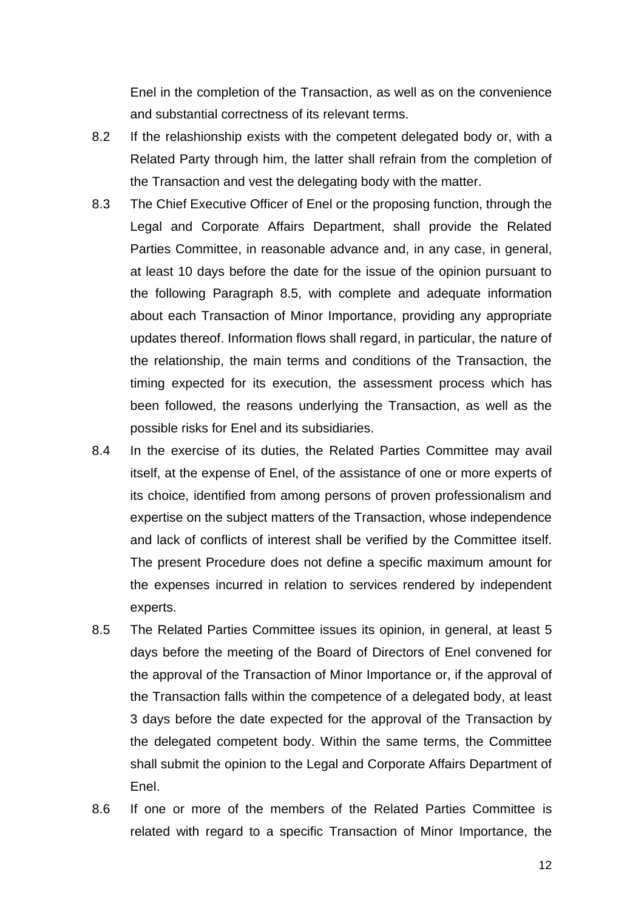Enel in the completion of the Transaction, as well as on the convenience and substantial correctness of its relevant terms.

8.2 If the relashionship exists with the competent delegated body or, with a Related Party through him, the latter shall refrain from the completion of the Transaction and vest the delegating body with the matter.

8.3 The Chief Executive Officer of Enel or the proposing function, through the Legal and Corporate Affairs Department, shall provide the Related Parties Committee, in reasonable advance and, in any case, in general, at least 10 days before the date for the issue of the opinion pursuant to the following Paragraph 8.5, with complete and adequate information about each Transaction of Minor Importance, providing any appropriate updates thereof. Information flows shall regard, in particular, the nature of the relationship, the main terms and conditions of the Transaction, the timing expected for its execution, the assessment process which has been followed, the reasons underlying the Transaction, as well as the possible risks for Enel and its subsidiaries.

8.4 In the exercise of its duties, the Related Parties Committee may avail itself, at the expense of Enel, of the assistance of one or more experts of its choice, identified from among persons of proven professionalism and expertise on the subject matters of the Transaction, whose independence and lack of conflicts of interest shall be verified by the Committee itself. The present Procedure does not define a specific maximum amount for the expenses incurred in relation to services rendered by independent experts.

8.5 The Related Parties Committee issues its opinion, in general, at least 5 days before the meeting of the Board of Directors of Enel convened for the approval of the Transaction of Minor Importance or, if the approval of the Transaction falls within the competence of a delegated body, at least 3 days before the date expected for the approval of the Transaction by the delegated competent body. Within the same terms, the Committee shall submit the opinion to the Legal and Corporate Affairs Department of Enel.

8.6 If one or more of the members of the Related Parties Committee is related with regard to a specific Transaction of Minor Importance, the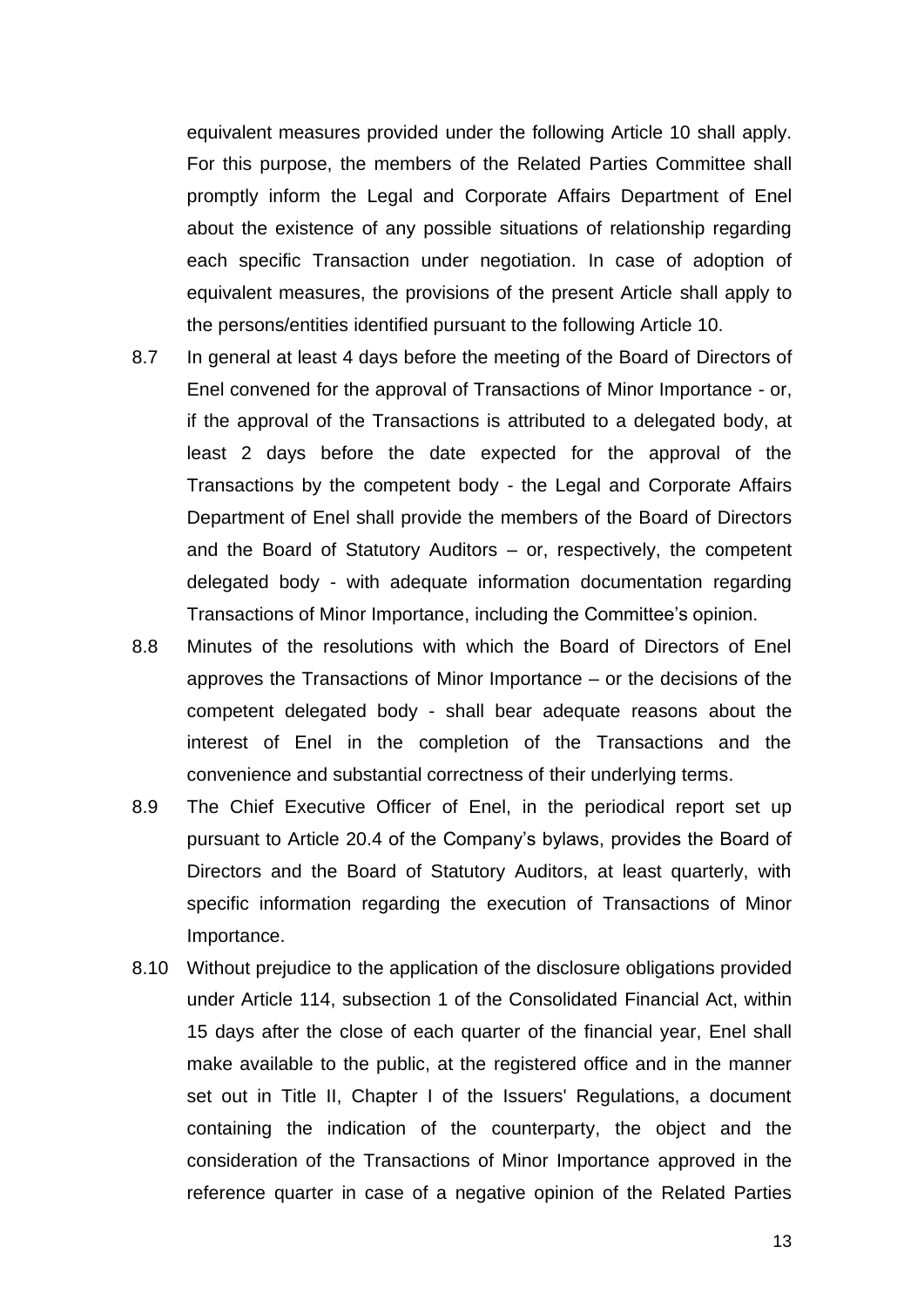equivalent measures provided under the following Article 10 shall apply. For this purpose, the members of the Related Parties Committee shall promptly inform the Legal and Corporate Affairs Department of Enel about the existence of any possible situations of relationship regarding each specific Transaction under negotiation. In case of adoption of equivalent measures, the provisions of the present Article shall apply to the persons/entities identified pursuant to the following Article 10.

8.7 In general at least 4 days before the meeting of the Board of Directors of Enel convened for the approval of Transactions of Minor Importance - or, if the approval of the Transactions is attributed to a delegated body, at least 2 days before the date expected for the approval of the Transactions by the competent body - the Legal and Corporate Affairs Department of Enel shall provide the members of the Board of Directors and the Board of Statutory Auditors – or, respectively, the competent delegated body - with adequate information documentation regarding Transactions of Minor Importance, including the Committee's opinion.

8.8 Minutes of the resolutions with which the Board of Directors of Enel approves the Transactions of Minor Importance – or the decisions of the competent delegated body - shall bear adequate reasons about the interest of Enel in the completion of the Transactions and the convenience and substantial correctness of their underlying terms.

8.9 The Chief Executive Officer of Enel, in the periodical report set up pursuant to Article 20.4 of the Company's bylaws, provides the Board of Directors and the Board of Statutory Auditors, at least quarterly, with specific information regarding the execution of Transactions of Minor Importance.

8.10 Without prejudice to the application of the disclosure obligations provided under Article 114, subsection 1 of the Consolidated Financial Act, within 15 days after the close of each quarter of the financial year, Enel shall make available to the public, at the registered office and in the manner set out in Title II, Chapter I of the Issuers' Regulations, a document containing the indication of the counterparty, the object and the consideration of the Transactions of Minor Importance approved in the reference quarter in case of a negative opinion of the Related Parties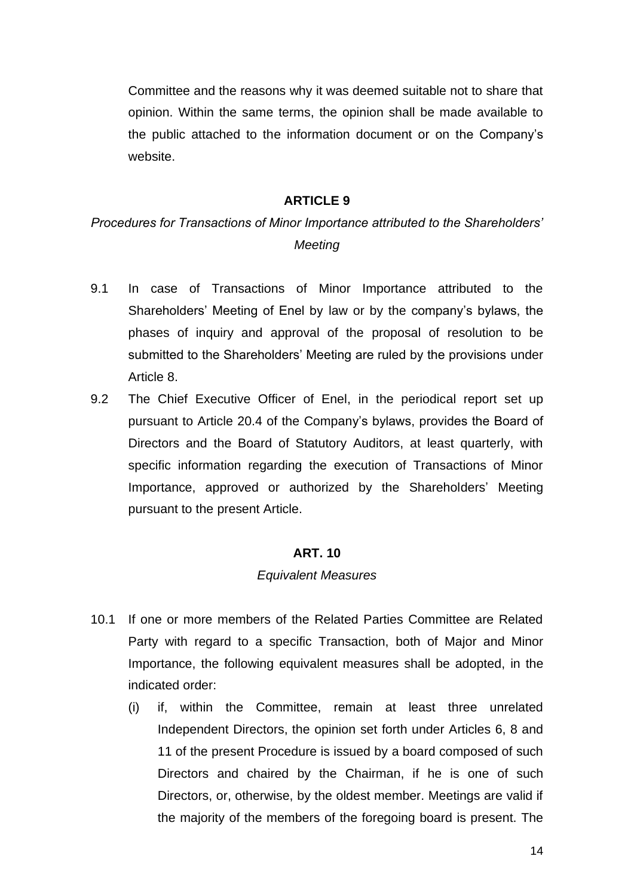Committee and the reasons why it was deemed suitable not to share that opinion. Within the same terms, the opinion shall be made available to the public attached to the information document or on the Company's website.

## ARTICLE 9

*Procedures for Transactions of Minor Importance attributed to the Shareholders' Meeting*

9.1 In case of Transactions of Minor Importance attributed to the Shareholders' Meeting of Enel by law or by the company's bylaws, the phases of inquiry and approval of the proposal of resolution to be submitted to the Shareholders' Meeting are ruled by the provisions under Article 8.

9.2 The Chief Executive Officer of Enel, in the periodical report set up pursuant to Article 20.4 of the Company's bylaws, provides the Board of Directors and the Board of Statutory Auditors, at least quarterly, with specific information regarding the execution of Transactions of Minor Importance, approved or authorized by the Shareholders' Meeting pursuant to the present Article.

## ART. 10

*Equivalent Measures*

10.1 If one or more members of the Related Parties Committee are Related Party with regard to a specific Transaction, both of Major and Minor Importance, the following equivalent measures shall be adopted, in the indicated order:

(i) if, within the Committee, remain at least three unrelated Independent Directors, the opinion set forth under Articles 6, 8 and 11 of the present Procedure is issued by a board composed of such Directors and chaired by the Chairman, if he is one of such Directors, or, otherwise, by the oldest member. Meetings are valid if the majority of the members of the foregoing board is present. The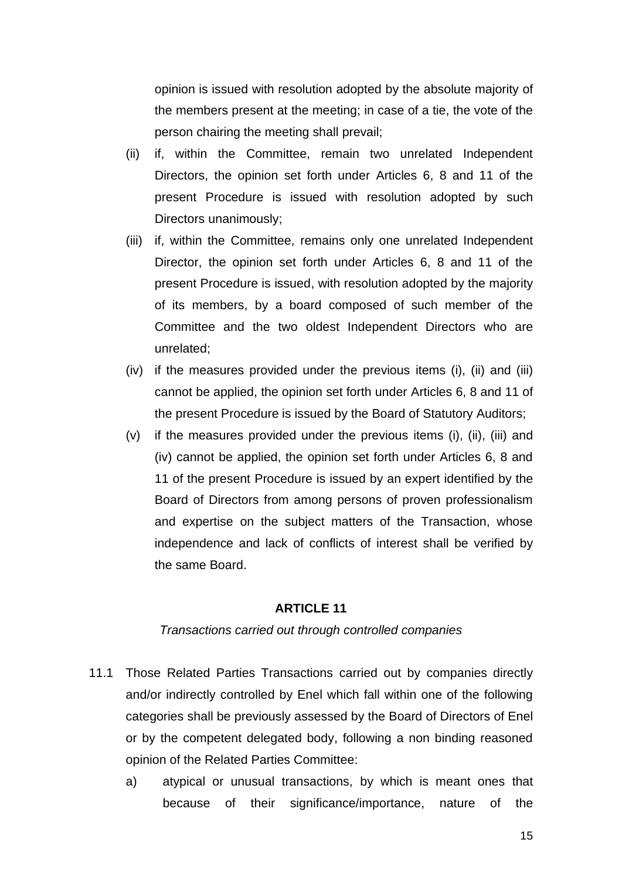opinion is issued with resolution adopted by the absolute majority of the members present at the meeting; in case of a tie, the vote of the person chairing the meeting shall prevail;

(ii) if, within the Committee, remain two unrelated Independent Directors, the opinion set forth under Articles 6, 8 and 11 of the present Procedure is issued with resolution adopted by such Directors unanimously;

(iii) if, within the Committee, remains only one unrelated Independent Director, the opinion set forth under Articles 6, 8 and 11 of the present Procedure is issued, with resolution adopted by the majority of its members, by a board composed of such member of the Committee and the two oldest Independent Directors who are unrelated;

(iv) if the measures provided under the previous items (i), (ii) and (iii) cannot be applied, the opinion set forth under Articles 6, 8 and 11 of the present Procedure is issued by the Board of Statutory Auditors;

(v) if the measures provided under the previous items (i), (ii), (iii) and (iv) cannot be applied, the opinion set forth under Articles 6, 8 and 11 of the present Procedure is issued by an expert identified by the Board of Directors from among persons of proven professionalism and expertise on the subject matters of the Transaction, whose independence and lack of conflicts of interest shall be verified by the same Board.

## ARTICLE 11

*Transactions carried out through controlled companies*

11.1 Those Related Parties Transactions carried out by companies directly and/or indirectly controlled by Enel which fall within one of the following categories shall be previously assessed by the Board of Directors of Enel or by the competent delegated body, following a non binding reasoned opinion of the Related Parties Committee:

a) atypical or unusual transactions, by which is meant ones that because of their significance/importance, nature of the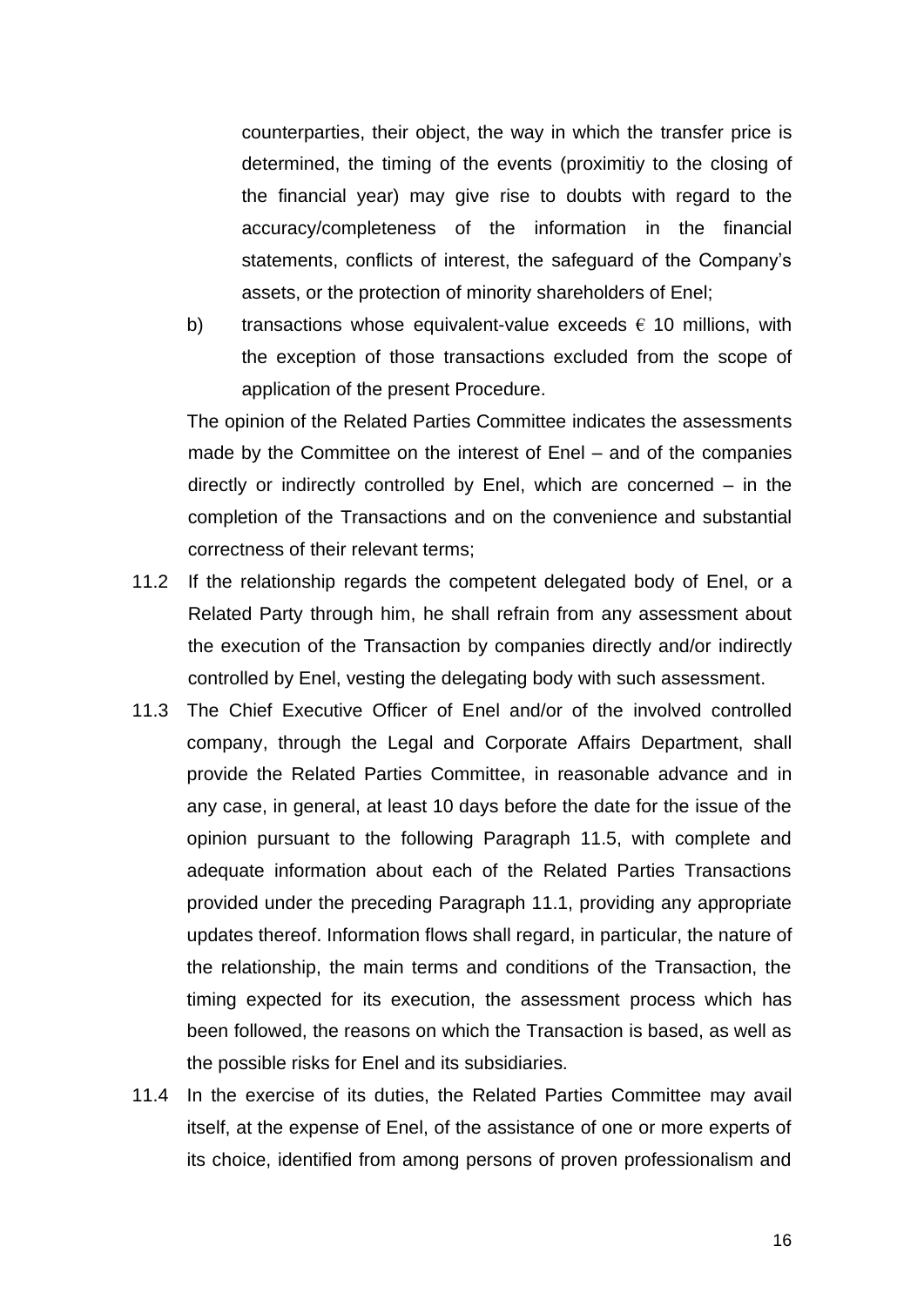counterparties, their object, the way in which the transfer price is determined, the timing of the events (proximitiy to the closing of the financial year) may give rise to doubts with regard to the accuracy/completeness of the information in the financial statements, conflicts of interest, the safeguard of the Company's assets, or the protection of minority shareholders of Enel;

b) transactions whose equivalent-value exceeds € 10 millions, with the exception of those transactions excluded from the scope of application of the present Procedure.

The opinion of the Related Parties Committee indicates the assessments made by the Committee on the interest of Enel – and of the companies directly or indirectly controlled by Enel, which are concerned – in the completion of the Transactions and on the convenience and substantial correctness of their relevant terms;

11.2 If the relationship regards the competent delegated body of Enel, or a Related Party through him, he shall refrain from any assessment about the execution of the Transaction by companies directly and/or indirectly controlled by Enel, vesting the delegating body with such assessment.

11.3 The Chief Executive Officer of Enel and/or of the involved controlled company, through the Legal and Corporate Affairs Department, shall provide the Related Parties Committee, in reasonable advance and in any case, in general, at least 10 days before the date for the issue of the opinion pursuant to the following Paragraph 11.5, with complete and adequate information about each of the Related Parties Transactions provided under the preceding Paragraph 11.1, providing any appropriate updates thereof. Information flows shall regard, in particular, the nature of the relationship, the main terms and conditions of the Transaction, the timing expected for its execution, the assessment process which has been followed, the reasons on which the Transaction is based, as well as the possible risks for Enel and its subsidiaries.

11.4 In the exercise of its duties, the Related Parties Committee may avail itself, at the expense of Enel, of the assistance of one or more experts of its choice, identified from among persons of proven professionalism and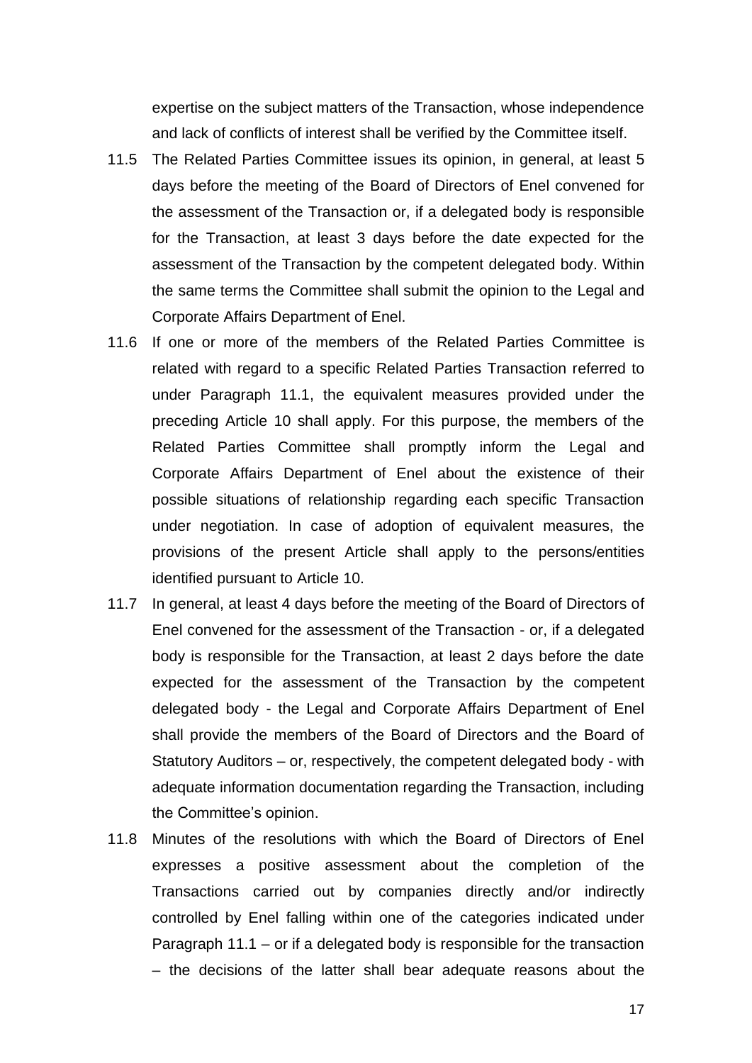expertise on the subject matters of the Transaction, whose independence and lack of conflicts of interest shall be verified by the Committee itself.

11.5 The Related Parties Committee issues its opinion, in general, at least 5 days before the meeting of the Board of Directors of Enel convened for the assessment of the Transaction or, if a delegated body is responsible for the Transaction, at least 3 days before the date expected for the assessment of the Transaction by the competent delegated body. Within the same terms the Committee shall submit the opinion to the Legal and Corporate Affairs Department of Enel.

11.6 If one or more of the members of the Related Parties Committee is related with regard to a specific Related Parties Transaction referred to under Paragraph 11.1, the equivalent measures provided under the preceding Article 10 shall apply. For this purpose, the members of the Related Parties Committee shall promptly inform the Legal and Corporate Affairs Department of Enel about the existence of their possible situations of relationship regarding each specific Transaction under negotiation. In case of adoption of equivalent measures, the provisions of the present Article shall apply to the persons/entities identified pursuant to Article 10.

11.7 In general, at least 4 days before the meeting of the Board of Directors of Enel convened for the assessment of the Transaction - or, if a delegated body is responsible for the Transaction, at least 2 days before the date expected for the assessment of the Transaction by the competent delegated body - the Legal and Corporate Affairs Department of Enel shall provide the members of the Board of Directors and the Board of Statutory Auditors – or, respectively, the competent delegated body - with adequate information documentation regarding the Transaction, including the Committee's opinion.

11.8 Minutes of the resolutions with which the Board of Directors of Enel expresses a positive assessment about the completion of the Transactions carried out by companies directly and/or indirectly controlled by Enel falling within one of the categories indicated under Paragraph 11.1 – or if a delegated body is responsible for the transaction – the decisions of the latter shall bear adequate reasons about the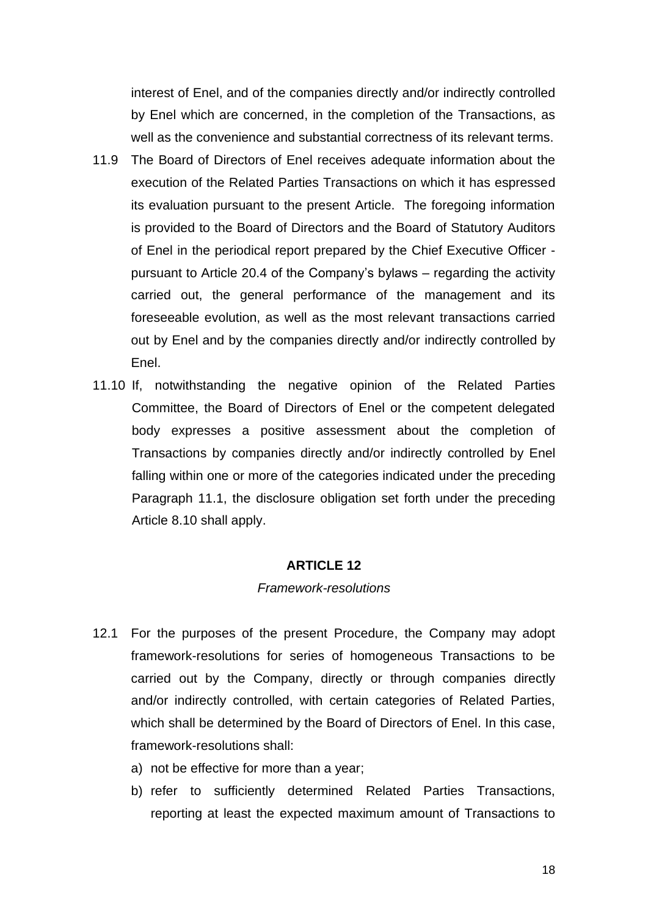interest of Enel, and of the companies directly and/or indirectly controlled by Enel which are concerned, in the completion of the Transactions, as well as the convenience and substantial correctness of its relevant terms.

11.9 The Board of Directors of Enel receives adequate information about the execution of the Related Parties Transactions on which it has espressed its evaluation pursuant to the present Article. The foregoing information is provided to the Board of Directors and the Board of Statutory Auditors of Enel in the periodical report prepared by the Chief Executive Officer - pursuant to Article 20.4 of the Company's bylaws – regarding the activity carried out, the general performance of the management and its foreseeable evolution, as well as the most relevant transactions carried out by Enel and by the companies directly and/or indirectly controlled by Enel.

11.10 If, notwithstanding the negative opinion of the Related Parties Committee, the Board of Directors of Enel or the competent delegated body expresses a positive assessment about the completion of Transactions by companies directly and/or indirectly controlled by Enel falling within one or more of the categories indicated under the preceding Paragraph 11.1, the disclosure obligation set forth under the preceding Article 8.10 shall apply.

## ARTICLE 12

*Framework-resolutions*

12.1 For the purposes of the present Procedure, the Company may adopt framework-resolutions for series of homogeneous Transactions to be carried out by the Company, directly or through companies directly and/or indirectly controlled, with certain categories of Related Parties, which shall be determined by the Board of Directors of Enel. In this case, framework-resolutions shall:

a) not be effective for more than a year;
b) refer to sufficiently determined Related Parties Transactions, reporting at least the expected maximum amount of Transactions to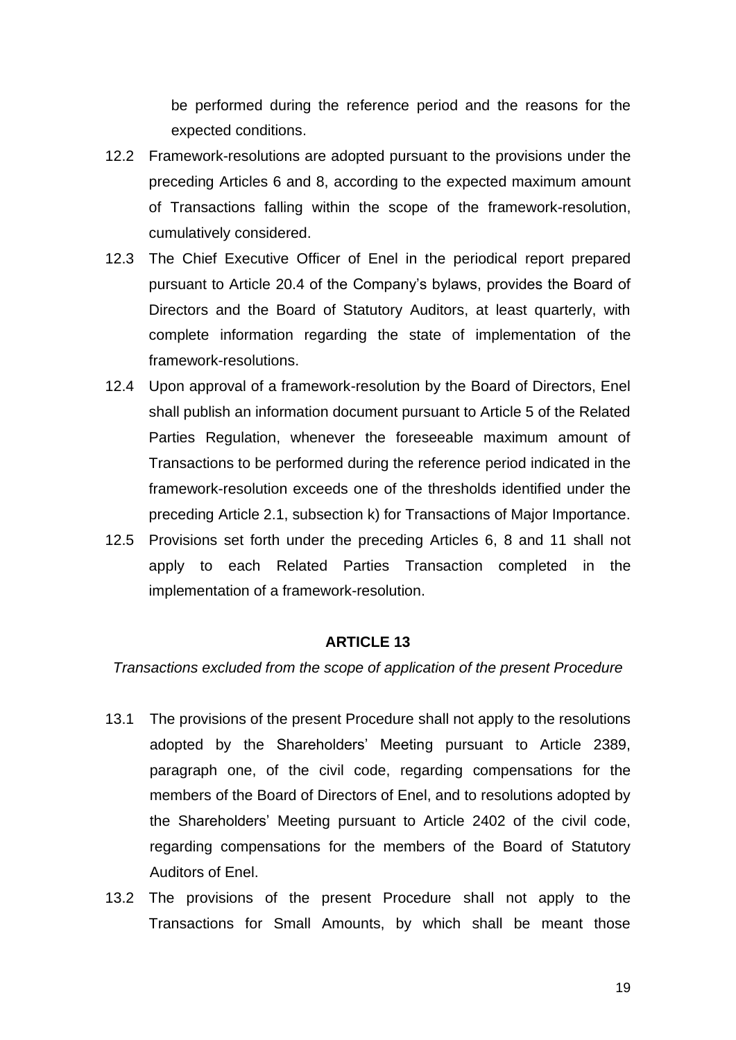be performed during the reference period and the reasons for the expected conditions.

12.2 Framework-resolutions are adopted pursuant to the provisions under the preceding Articles 6 and 8, according to the expected maximum amount of Transactions falling within the scope of the framework-resolution, cumulatively considered.

12.3 The Chief Executive Officer of Enel in the periodical report prepared pursuant to Article 20.4 of the Company's bylaws, provides the Board of Directors and the Board of Statutory Auditors, at least quarterly, with complete information regarding the state of implementation of the framework-resolutions.

12.4 Upon approval of a framework-resolution by the Board of Directors, Enel shall publish an information document pursuant to Article 5 of the Related Parties Regulation, whenever the foreseeable maximum amount of Transactions to be performed during the reference period indicated in the framework-resolution exceeds one of the thresholds identified under the preceding Article 2.1, subsection k) for Transactions of Major Importance.

12.5 Provisions set forth under the preceding Articles 6, 8 and 11 shall not apply to each Related Parties Transaction completed in the implementation of a framework-resolution.

**ARTICLE 13**

*Transactions excluded from the scope of application of the present Procedure*

13.1 The provisions of the present Procedure shall not apply to the resolutions adopted by the Shareholders' Meeting pursuant to Article 2389, paragraph one, of the civil code, regarding compensations for the members of the Board of Directors of Enel, and to resolutions adopted by the Shareholders' Meeting pursuant to Article 2402 of the civil code, regarding compensations for the members of the Board of Statutory Auditors of Enel.

13.2 The provisions of the present Procedure shall not apply to the Transactions for Small Amounts, by which shall be meant those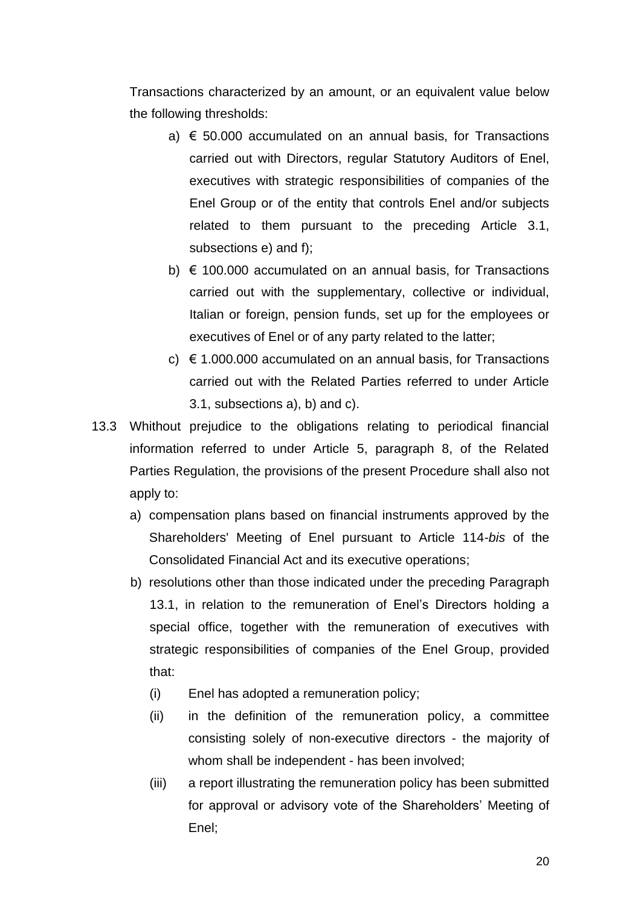Transactions characterized by an amount, or an equivalent value below the following thresholds:

a) € 50.000 accumulated on an annual basis, for Transactions carried out with Directors, regular Statutory Auditors of Enel, executives with strategic responsibilities of companies of the Enel Group or of the entity that controls Enel and/or subjects related to them pursuant to the preceding Article 3.1, subsections e) and f);

b) € 100.000 accumulated on an annual basis, for Transactions carried out with the supplementary, collective or individual, Italian or foreign, pension funds, set up for the employees or executives of Enel or of any party related to the latter;

c) € 1.000.000 accumulated on an annual basis, for Transactions carried out with the Related Parties referred to under Article 3.1, subsections a), b) and c).

13.3 Whithout prejudice to the obligations relating to periodical financial information referred to under Article 5, paragraph 8, of the Related Parties Regulation, the provisions of the present Procedure shall also not apply to:

a) compensation plans based on financial instruments approved by the Shareholders' Meeting of Enel pursuant to Article 114-*bis* of the Consolidated Financial Act and its executive operations;

b) resolutions other than those indicated under the preceding Paragraph 13.1, in relation to the remuneration of Enel's Directors holding a special office, together with the remuneration of executives with strategic responsibilities of companies of the Enel Group, provided that:

(i) Enel has adopted a remuneration policy;

(ii) in the definition of the remuneration policy, a committee consisting solely of non-executive directors - the majority of whom shall be independent - has been involved;

(iii) a report illustrating the remuneration policy has been submitted for approval or advisory vote of the Shareholders' Meeting of Enel;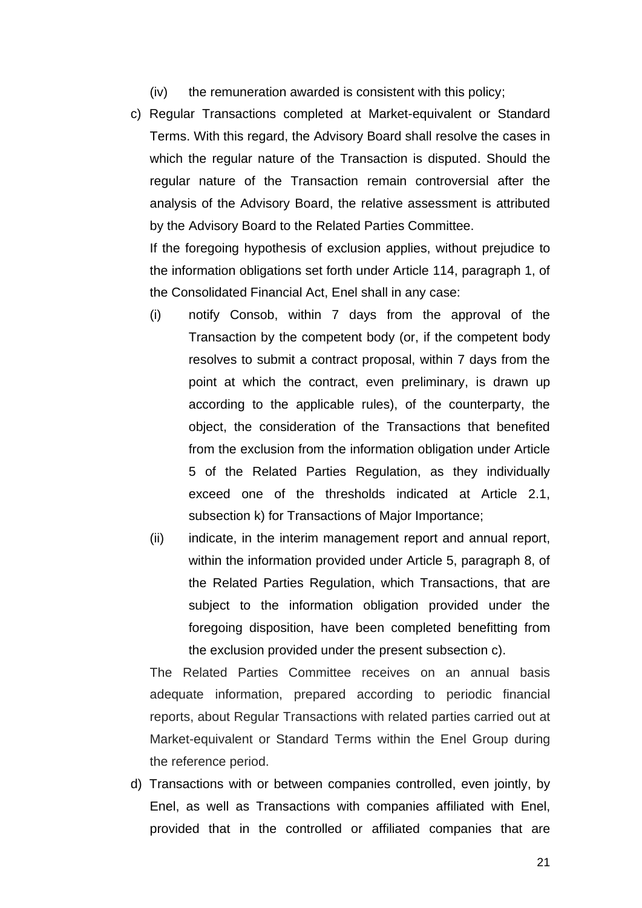(iv) the remuneration awarded is consistent with this policy;

c) Regular Transactions completed at Market-equivalent or Standard Terms. With this regard, the Advisory Board shall resolve the cases in which the regular nature of the Transaction is disputed. Should the regular nature of the Transaction remain controversial after the analysis of the Advisory Board, the relative assessment is attributed by the Advisory Board to the Related Parties Committee.

   If the foregoing hypothesis of exclusion applies, without prejudice to the information obligations set forth under Article 114, paragraph 1, of the Consolidated Financial Act, Enel shall in any case:

   (i) notify Consob, within 7 days from the approval of the Transaction by the competent body (or, if the competent body resolves to submit a contract proposal, within 7 days from the point at which the contract, even preliminary, is drawn up according to the applicable rules), of the counterparty, the object, the consideration of the Transactions that benefited from the exclusion from the information obligation under Article 5 of the Related Parties Regulation, as they individually exceed one of the thresholds indicated at Article 2.1, subsection k) for Transactions of Major Importance;

   (ii) indicate, in the interim management report and annual report, within the information provided under Article 5, paragraph 8, of the Related Parties Regulation, which Transactions, that are subject to the information obligation provided under the foregoing disposition, have been completed benefitting from the exclusion provided under the present subsection c).

   The Related Parties Committee receives on an annual basis adequate information, prepared according to periodic financial reports, about Regular Transactions with related parties carried out at Market-equivalent or Standard Terms within the Enel Group during the reference period.

d) Transactions with or between companies controlled, even jointly, by Enel, as well as Transactions with companies affiliated with Enel, provided that in the controlled or affiliated companies that are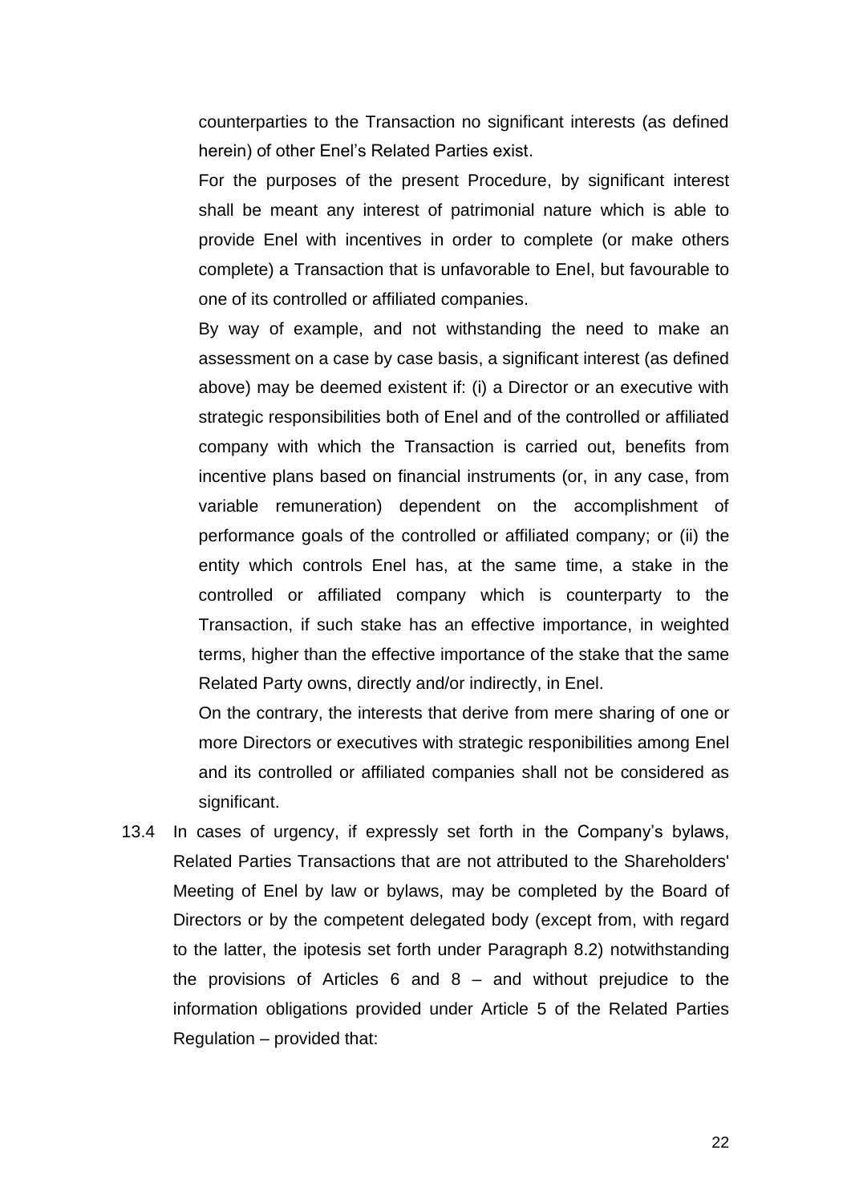counterparties to the Transaction no significant interests (as defined herein) of other Enel's Related Parties exist.

For the purposes of the present Procedure, by significant interest shall be meant any interest of patrimonial nature which is able to provide Enel with incentives in order to complete (or make others complete) a Transaction that is unfavorable to Enel, but favourable to one of its controlled or affiliated companies.

By way of example, and not withstanding the need to make an assessment on a case by case basis, a significant interest (as defined above) may be deemed existent if: (i) a Director or an executive with strategic responsibilities both of Enel and of the controlled or affiliated company with which the Transaction is carried out, benefits from incentive plans based on financial instruments (or, in any case, from variable remuneration) dependent on the accomplishment of performance goals of the controlled or affiliated company; or (ii) the entity which controls Enel has, at the same time, a stake in the controlled or affiliated company which is counterparty to the Transaction, if such stake has an effective importance, in weighted terms, higher than the effective importance of the stake that the same Related Party owns, directly and/or indirectly, in Enel.

On the contrary, the interests that derive from mere sharing of one or more Directors or executives with strategic responibilities among Enel and its controlled or affiliated companies shall not be considered as significant.

13.4 In cases of urgency, if expressly set forth in the Company's bylaws, Related Parties Transactions that are not attributed to the Shareholders' Meeting of Enel by law or bylaws, may be completed by the Board of Directors or by the competent delegated body (except from, with regard to the latter, the ipotesis set forth under Paragraph 8.2) notwithstanding the provisions of Articles 6 and 8 – and without prejudice to the information obligations provided under Article 5 of the Related Parties Regulation – provided that: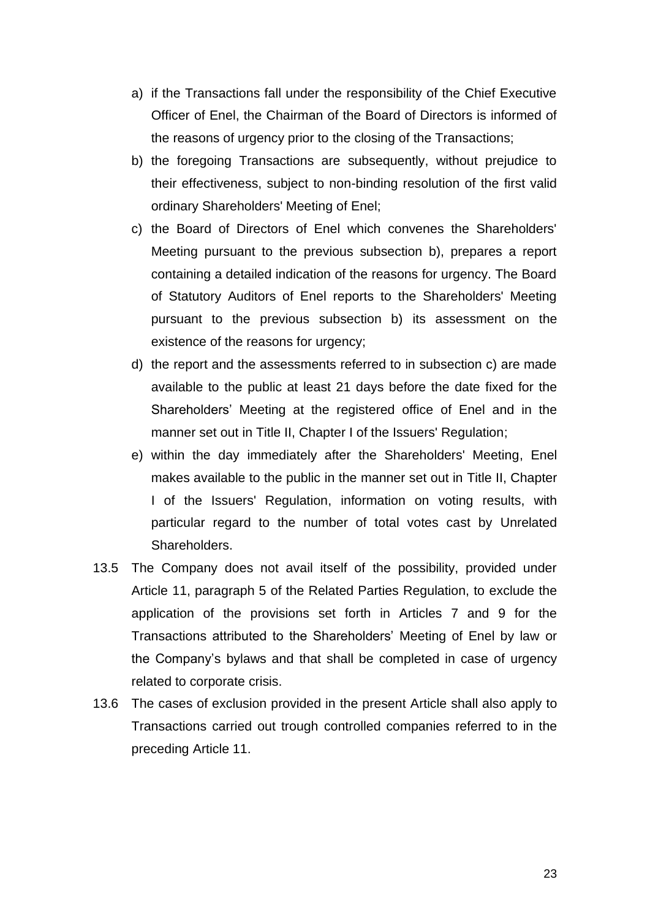a) if the Transactions fall under the responsibility of the Chief Executive Officer of Enel, the Chairman of the Board of Directors is informed of the reasons of urgency prior to the closing of the Transactions;

b) the foregoing Transactions are subsequently, without prejudice to their effectiveness, subject to non-binding resolution of the first valid ordinary Shareholders' Meeting of Enel;

c) the Board of Directors of Enel which convenes the Shareholders' Meeting pursuant to the previous subsection b), prepares a report containing a detailed indication of the reasons for urgency. The Board of Statutory Auditors of Enel reports to the Shareholders' Meeting pursuant to the previous subsection b) its assessment on the existence of the reasons for urgency;

d) the report and the assessments referred to in subsection c) are made available to the public at least 21 days before the date fixed for the Shareholders' Meeting at the registered office of Enel and in the manner set out in Title II, Chapter I of the Issuers' Regulation;

e) within the day immediately after the Shareholders' Meeting, Enel makes available to the public in the manner set out in Title II, Chapter I of the Issuers' Regulation, information on voting results, with particular regard to the number of total votes cast by Unrelated Shareholders.

13.5 The Company does not avail itself of the possibility, provided under Article 11, paragraph 5 of the Related Parties Regulation, to exclude the application of the provisions set forth in Articles 7 and 9 for the Transactions attributed to the Shareholders' Meeting of Enel by law or the Company's bylaws and that shall be completed in case of urgency related to corporate crisis.

13.6 The cases of exclusion provided in the present Article shall also apply to Transactions carried out trough controlled companies referred to in the preceding Article 11.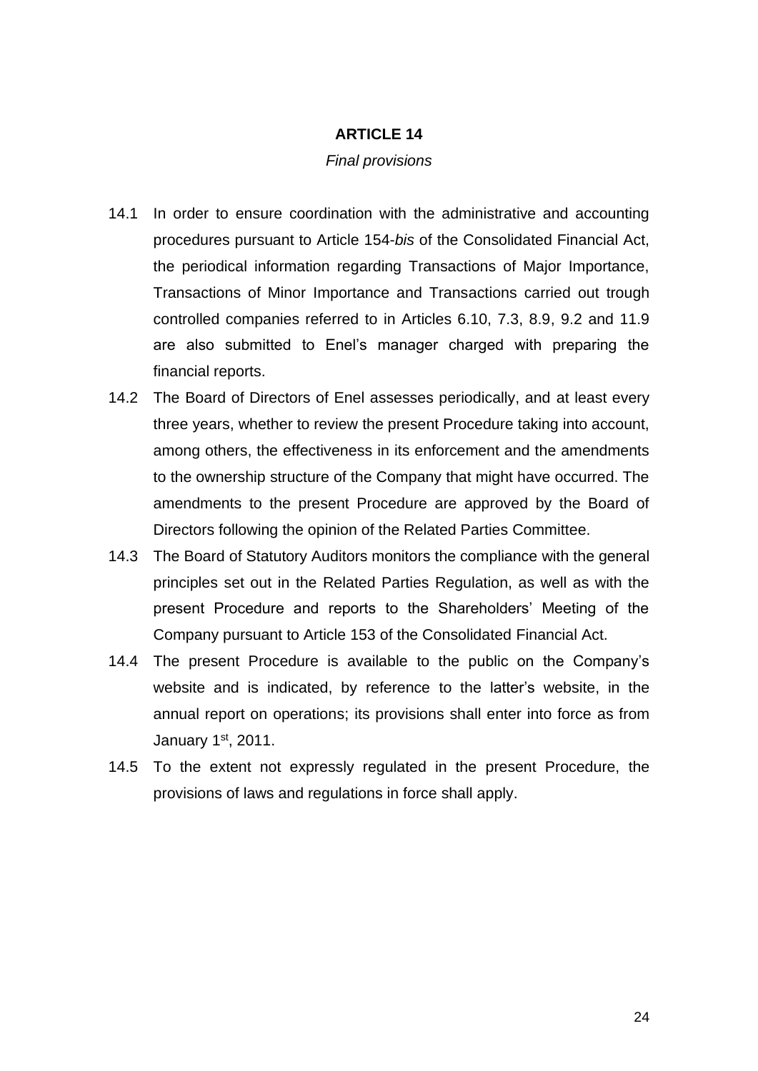## ARTICLE 14

*Final provisions*

14.1 In order to ensure coordination with the administrative and accounting procedures pursuant to Article 154-*bis* of the Consolidated Financial Act, the periodical information regarding Transactions of Major Importance, Transactions of Minor Importance and Transactions carried out trough controlled companies referred to in Articles 6.10, 7.3, 8.9, 9.2 and 11.9 are also submitted to Enel's manager charged with preparing the financial reports.

14.2 The Board of Directors of Enel assesses periodically, and at least every three years, whether to review the present Procedure taking into account, among others, the effectiveness in its enforcement and the amendments to the ownership structure of the Company that might have occurred. The amendments to the present Procedure are approved by the Board of Directors following the opinion of the Related Parties Committee.

14.3 The Board of Statutory Auditors monitors the compliance with the general principles set out in the Related Parties Regulation, as well as with the present Procedure and reports to the Shareholders' Meeting of the Company pursuant to Article 153 of the Consolidated Financial Act.

14.4 The present Procedure is available to the public on the Company's website and is indicated, by reference to the latter's website, in the annual report on operations; its provisions shall enter into force as from January 1st, 2011.

14.5 To the extent not expressly regulated in the present Procedure, the provisions of laws and regulations in force shall apply.